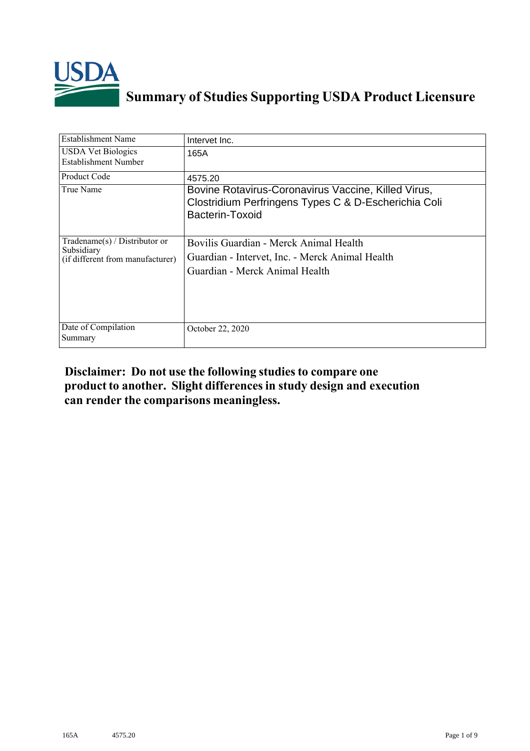# Summary of Studies Supporting USDA Product Licensure

| Establishment Name | Intervet Inc. |
|---|---|
| USDA Vet Biologics Establishment Number | 165A |
| Product Code | 4575.20 |
| True Name | Bovine Rotavirus-Coronavirus Vaccine, Killed Virus, Clostridium Perfringens Types C & D-Escherichia Coli Bacterin-Toxoid |
| Tradename(s) / Distributor or Subsidiary (if different from manufacturer) | Bovilis Guardian - Merck Animal Health<br>Guardian - Intervet, Inc. - Merck Animal Health<br>Guardian - Merck Animal Health |
| Date of Compilation Summary | October 22, 2020 |

**Disclaimer: Do not use the following studies to compare one product to another. Slight differences in study design and execution can render the comparisons meaningless.**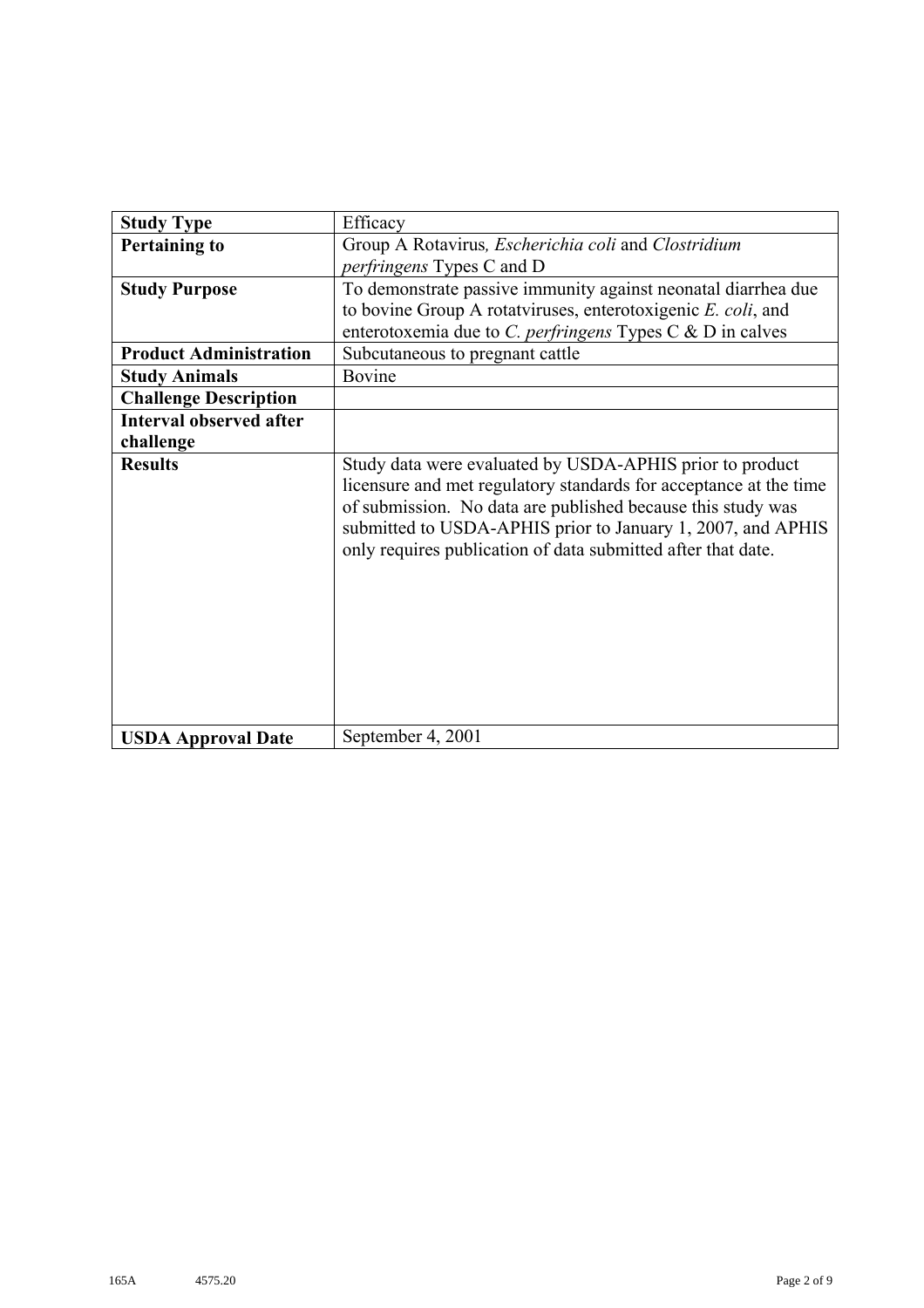| **Study Type** | Efficacy |
|---|---|
| **Pertaining to** | Group A Rotavirus, *Escherichia coli* and *Clostridium perfringens* Types C and D |
| **Study Purpose** | To demonstrate passive immunity against neonatal diarrhea due to bovine Group A rotatviruses, enterotoxigenic *E. coli*, and enterotoxemia due to *C. perfringens* Types C & D in calves |
| **Product Administration** | Subcutaneous to pregnant cattle |
| **Study Animals** | Bovine |
| **Challenge Description** | |
| **Interval observed after challenge** | |
| **Results** | Study data were evaluated by USDA-APHIS prior to product licensure and met regulatory standards for acceptance at the time of submission. No data are published because this study was submitted to USDA-APHIS prior to January 1, 2007, and APHIS only requires publication of data submitted after that date. |
| **USDA Approval Date** | September 4, 2001 |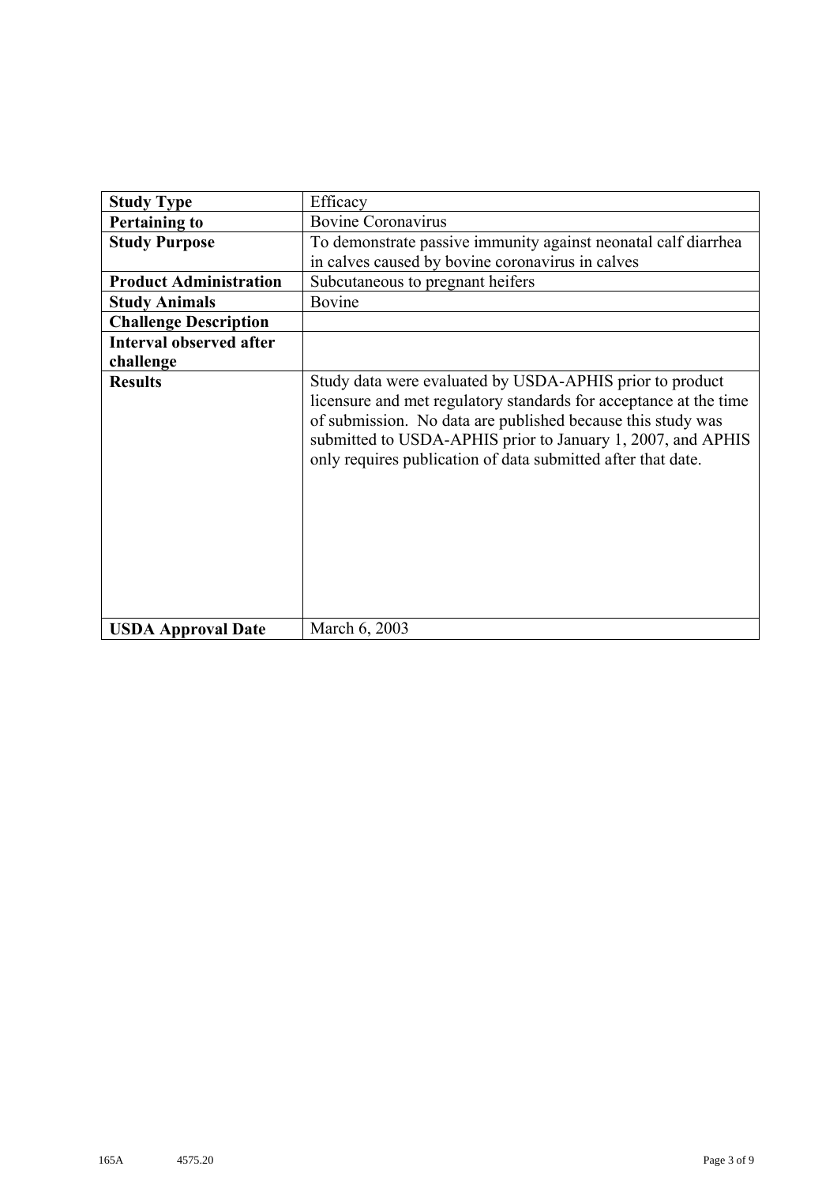| Study Type | Efficacy |
|---|---|
| **Pertaining to** | Bovine Coronavirus |
| **Study Purpose** | To demonstrate passive immunity against neonatal calf diarrhea in calves caused by bovine coronavirus in calves |
| **Product Administration** | Subcutaneous to pregnant heifers |
| **Study Animals** | Bovine |
| **Challenge Description** | |
| **Interval observed after challenge** | |
| **Results** | Study data were evaluated by USDA-APHIS prior to product licensure and met regulatory standards for acceptance at the time of submission. No data are published because this study was submitted to USDA-APHIS prior to January 1, 2007, and APHIS only requires publication of data submitted after that date. |
| **USDA Approval Date** | March 6, 2003 |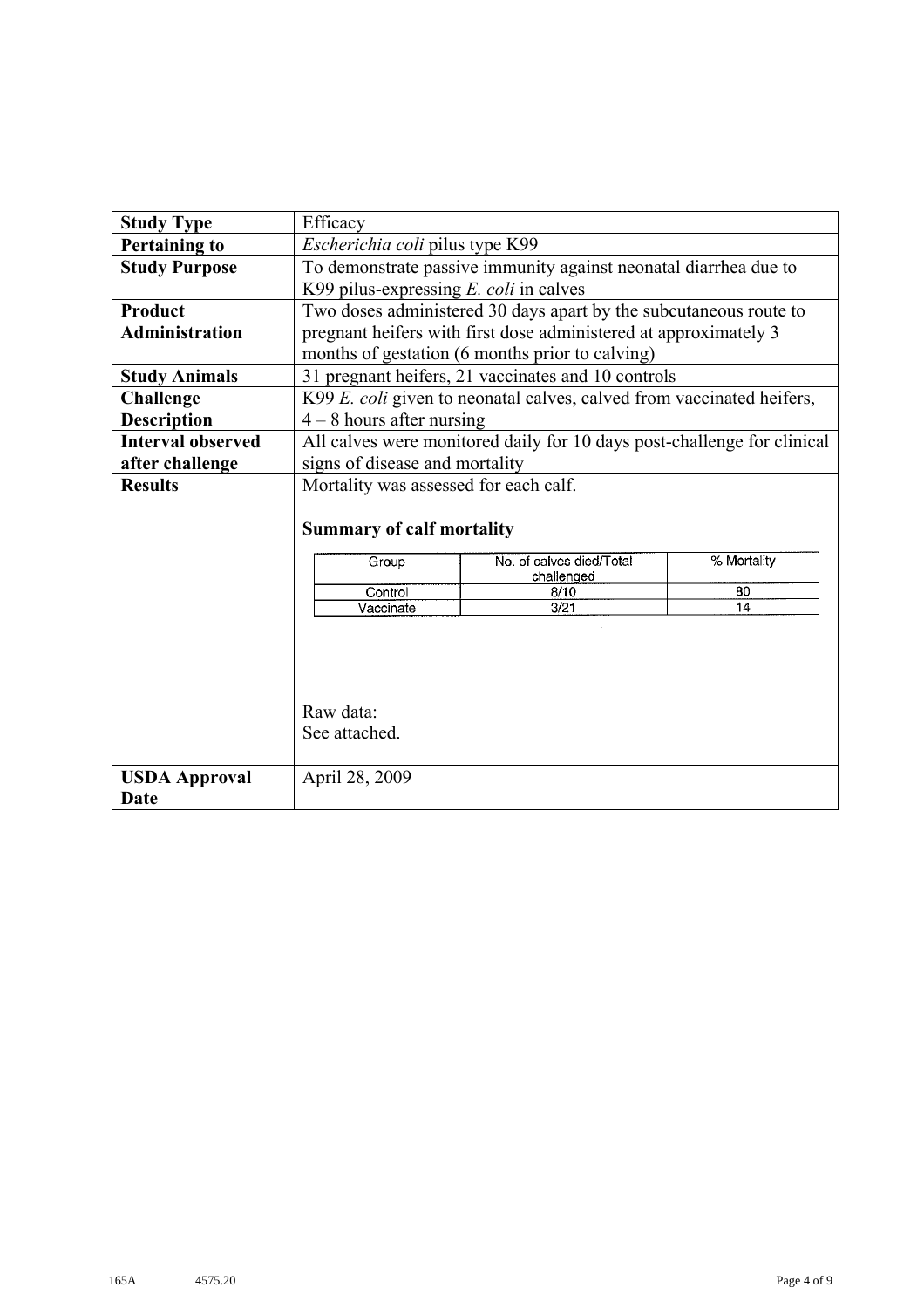| **Study Type** | Efficacy |
| --- | --- |
| **Pertaining to** | *Escherichia coli* pilus type K99 |
| **Study Purpose** | To demonstrate passive immunity against neonatal diarrhea due to K99 pilus-expressing *E. coli* in calves |
| **Product Administration** | Two doses administered 30 days apart by the subcutaneous route to pregnant heifers with first dose administered at approximately 3 months of gestation (6 months prior to calving) |
| **Study Animals** | 31 pregnant heifers, 21 vaccinates and 10 controls |
| **Challenge Description** | K99 *E. coli* given to neonatal calves, calved from vaccinated heifers, 4 – 8 hours after nursing |
| **Interval observed after challenge** | All calves were monitored daily for 10 days post-challenge for clinical signs of disease and mortality |
| **Results** | Mortality was assessed for each calf.<br><br>**Summary of calf mortality**<br><br>(see table below)<br><br>Raw data:<br>See attached. |
| **USDA Approval Date** | April 28, 2009 |

**Summary of calf mortality**

| Group | No. of calves died/Total challenged | % Mortality |
| --- | --- | --- |
| Control | 8/10 | 80 |
| Vaccinate | 3/21 | 14 |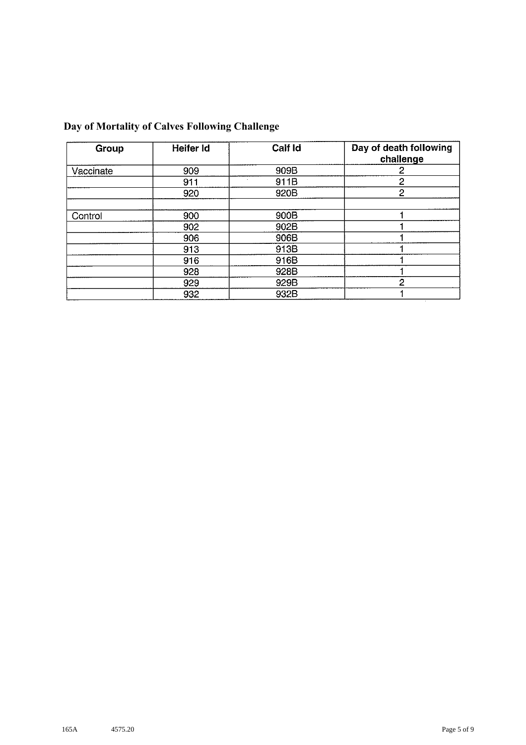## Day of Mortality of Calves Following Challenge

| Group | Heifer Id | Calf Id | Day of death following challenge |
|---|---|---|---|
| Vaccinate | 909 | 909B | 2 |
| | 911 | 911B | 2 |
| | 920 | 920B | 2 |
| | | | |
| Control | 900 | 900B | 1 |
| | 902 | 902B | 1 |
| | 906 | 906B | 1 |
| | 913 | 913B | 1 |
| | 916 | 916B | 1 |
| | 928 | 928B | 1 |
| | 929 | 929B | 2 |
| | 932 | 932B | 1 |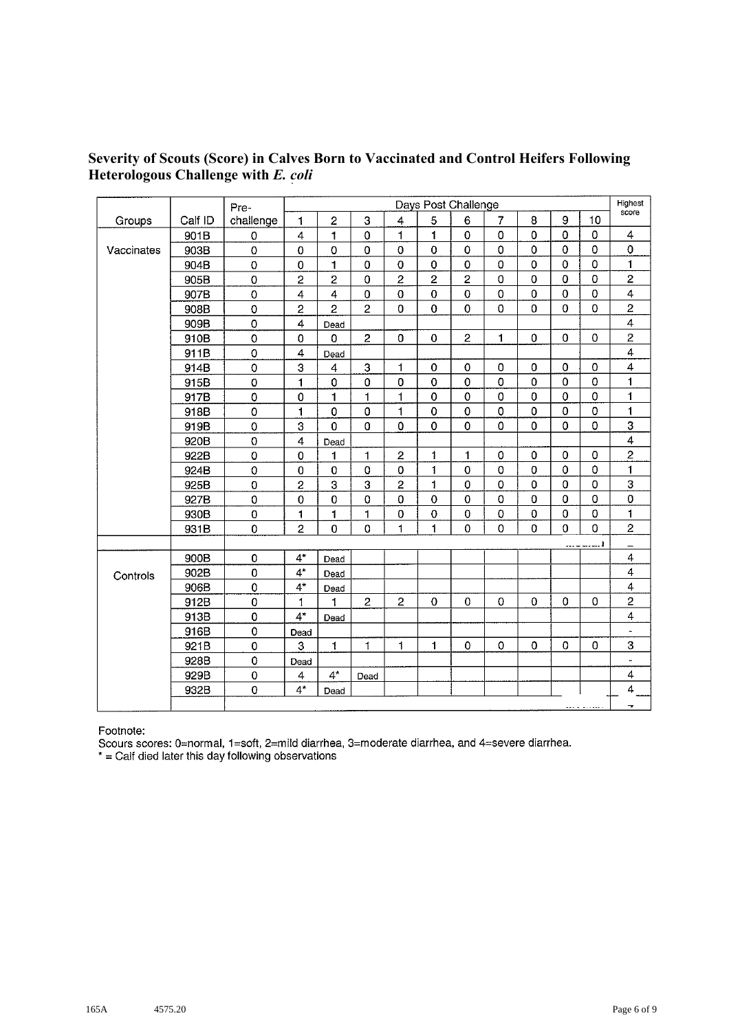**Severity of Scouts (Score) in Calves Born to Vaccinated and Control Heifers Following Heterologous Challenge with *E. coli***

| Groups | Calf ID | Pre-challenge | Days Post Challenge | | | | | | | | | | Highest score |
|---|---|---|---|---|---|---|---|---|---|---|---|---|---|
| | | | 1 | 2 | 3 | 4 | 5 | 6 | 7 | 8 | 9 | 10 | |
| Vaccinates | 901B | 0 | 4 | 1 | 0 | 1 | 1 | 0 | 0 | 0 | 0 | 0 | 4 |
| | 903B | 0 | 0 | 0 | 0 | 0 | 0 | 0 | 0 | 0 | 0 | 0 | 0 |
| | 904B | 0 | 0 | 1 | 0 | 0 | 0 | 0 | 0 | 0 | 0 | 0 | 1 |
| | 905B | 0 | 2 | 2 | 0 | 2 | 2 | 2 | 0 | 0 | 0 | 0 | 2 |
| | 907B | 0 | 4 | 4 | 0 | 0 | 0 | 0 | 0 | 0 | 0 | 0 | 4 |
| | 908B | 0 | 2 | 2 | 2 | 0 | 0 | 0 | 0 | 0 | 0 | 0 | 2 |
| | 909B | 0 | 4 | Dead | | | | | | | | | 4 |
| | 910B | 0 | 0 | 0 | 2 | 0 | 0 | 2 | 1 | 0 | 0 | 0 | 2 |
| | 911B | 0 | 4 | Dead | | | | | | | | | 4 |
| | 914B | 0 | 3 | 4 | 3 | 1 | 0 | 0 | 0 | 0 | 0 | 0 | 4 |
| | 915B | 0 | 1 | 0 | 0 | 0 | 0 | 0 | 0 | 0 | 0 | 0 | 1 |
| | 917B | 0 | 0 | 1 | 1 | 1 | 0 | 0 | 0 | 0 | 0 | 0 | 1 |
| | 918B | 0 | 1 | 0 | 0 | 1 | 0 | 0 | 0 | 0 | 0 | 0 | 1 |
| | 919B | 0 | 3 | 0 | 0 | 0 | 0 | 0 | 0 | 0 | 0 | 0 | 3 |
| | 920B | 0 | 4 | Dead | | | | | | | | | 4 |
| | 922B | 0 | 0 | 1 | 1 | 2 | 1 | 1 | 0 | 0 | 0 | 0 | 2 |
| | 924B | 0 | 0 | 0 | 0 | 0 | 1 | 0 | 0 | 0 | 0 | 0 | 1 |
| | 925B | 0 | 2 | 3 | 3 | 2 | 1 | 0 | 0 | 0 | 0 | 0 | 3 |
| | 927B | 0 | 0 | 0 | 0 | 0 | 0 | 0 | 0 | 0 | 0 | 0 | 0 |
| | 930B | 0 | 1 | 1 | 1 | 0 | 0 | 0 | 0 | 0 | 0 | 0 | 1 |
| | 931B | 0 | 2 | 0 | 0 | 1 | 1 | 0 | 0 | 0 | 0 | 0 | 2 |
| Controls | 900B | 0 | 4* | Dead | | | | | | | | | 4 |
| | 902B | 0 | 4* | Dead | | | | | | | | | 4 |
| | 906B | 0 | 4* | Dead | | | | | | | | | 4 |
| | 912B | 0 | 1 | 1 | 2 | 2 | 0 | 0 | 0 | 0 | 0 | 0 | 2 |
| | 913B | 0 | 4* | Dead | | | | | | | | | 4 |
| | 916B | 0 | Dead | | | | | | | | | | - |
| | 921B | 0 | 3 | 1 | 1 | 1 | 1 | 0 | 0 | 0 | 0 | 0 | 3 |
| | 928B | 0 | Dead | | | | | | | | | | - |
| | 929B | 0 | 4 | 4* | Dead | | | | | | | | 4 |
| | 932B | 0 | 4* | Dead | | | | | | | | | 4 |

Footnote:
Scours scores: 0=normal, 1=soft, 2=mild diarrhea, 3=moderate diarrhea, and 4=severe diarrhea.
* = Calf died later this day following observations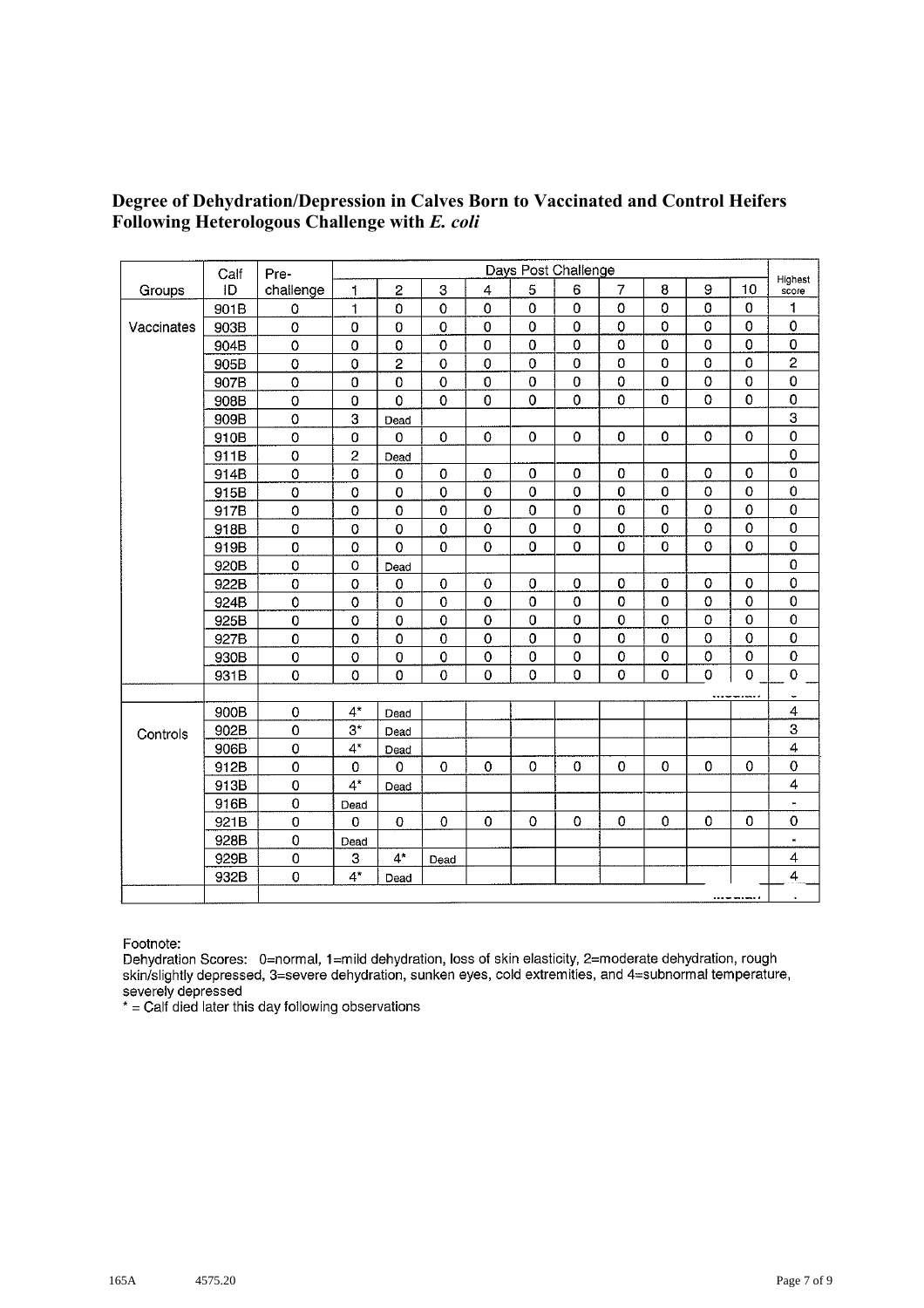**Degree of Dehydration/Depression in Calves Born to Vaccinated and Control Heifers Following Heterologous Challenge with *E. coli***

| Groups | Calf ID | Pre-challenge | Days Post Challenge | | | | | | | | | | Highest score |
|---|---|---|---|---|---|---|---|---|---|---|---|---|---|
| | | | 1 | 2 | 3 | 4 | 5 | 6 | 7 | 8 | 9 | 10 | |
| Vaccinates | 901B | 0 | 1 | 0 | 0 | 0 | 0 | 0 | 0 | 0 | 0 | 0 | 1 |
| | 903B | 0 | 0 | 0 | 0 | 0 | 0 | 0 | 0 | 0 | 0 | 0 | 0 |
| | 904B | 0 | 0 | 0 | 0 | 0 | 0 | 0 | 0 | 0 | 0 | 0 | 0 |
| | 905B | 0 | 0 | 2 | 0 | 0 | 0 | 0 | 0 | 0 | 0 | 0 | 2 |
| | 907B | 0 | 0 | 0 | 0 | 0 | 0 | 0 | 0 | 0 | 0 | 0 | 0 |
| | 908B | 0 | 0 | 0 | 0 | 0 | 0 | 0 | 0 | 0 | 0 | 0 | 0 |
| | 909B | 0 | 3 | Dead | | | | | | | | | 3 |
| | 910B | 0 | 0 | 0 | 0 | 0 | 0 | 0 | 0 | 0 | 0 | 0 | 0 |
| | 911B | 0 | 2 | Dead | | | | | | | | | 0 |
| | 914B | 0 | 0 | 0 | 0 | 0 | 0 | 0 | 0 | 0 | 0 | 0 | 0 |
| | 915B | 0 | 0 | 0 | 0 | 0 | 0 | 0 | 0 | 0 | 0 | 0 | 0 |
| | 917B | 0 | 0 | 0 | 0 | 0 | 0 | 0 | 0 | 0 | 0 | 0 | 0 |
| | 918B | 0 | 0 | 0 | 0 | 0 | 0 | 0 | 0 | 0 | 0 | 0 | 0 |
| | 919B | 0 | 0 | 0 | 0 | 0 | 0 | 0 | 0 | 0 | 0 | 0 | 0 |
| | 920B | 0 | 0 | Dead | | | | | | | | | 0 |
| | 922B | 0 | 0 | 0 | 0 | 0 | 0 | 0 | 0 | 0 | 0 | 0 | 0 |
| | 924B | 0 | 0 | 0 | 0 | 0 | 0 | 0 | 0 | 0 | 0 | 0 | 0 |
| | 925B | 0 | 0 | 0 | 0 | 0 | 0 | 0 | 0 | 0 | 0 | 0 | 0 |
| | 927B | 0 | 0 | 0 | 0 | 0 | 0 | 0 | 0 | 0 | 0 | 0 | 0 |
| | 930B | 0 | 0 | 0 | 0 | 0 | 0 | 0 | 0 | 0 | 0 | 0 | 0 |
| | 931B | 0 | 0 | 0 | 0 | 0 | 0 | 0 | 0 | 0 | 0 | 0 | 0 |
| | | | | | | | | | | | | | - |
| Controls | 900B | 0 | 4* | Dead | | | | | | | | | 4 |
| | 902B | 0 | 3* | Dead | | | | | | | | | 3 |
| | 906B | 0 | 4* | Dead | | | | | | | | | 4 |
| | 912B | 0 | 0 | 0 | 0 | 0 | 0 | 0 | 0 | 0 | 0 | 0 | 0 |
| | 913B | 0 | 4* | Dead | | | | | | | | | 4 |
| | 916B | 0 | Dead | | | | | | | | | | - |
| | 921B | 0 | 0 | 0 | 0 | 0 | 0 | 0 | 0 | 0 | 0 | 0 | 0 |
| | 928B | 0 | Dead | | | | | | | | | | - |
| | 929B | 0 | 3 | 4* | Dead | | | | | | | | 4 |
| | 932B | 0 | 4* | Dead | | | | | | | | | 4 |
| | | | | | | | | | | | | | - |

Footnote:

Dehydration Scores: 0=normal, 1=mild dehydration, loss of skin elasticity, 2=moderate dehydration, rough skin/slightly depressed, 3=severe dehydration, sunken eyes, cold extremities, and 4=subnormal temperature, severely depressed

* = Calf died later this day following observations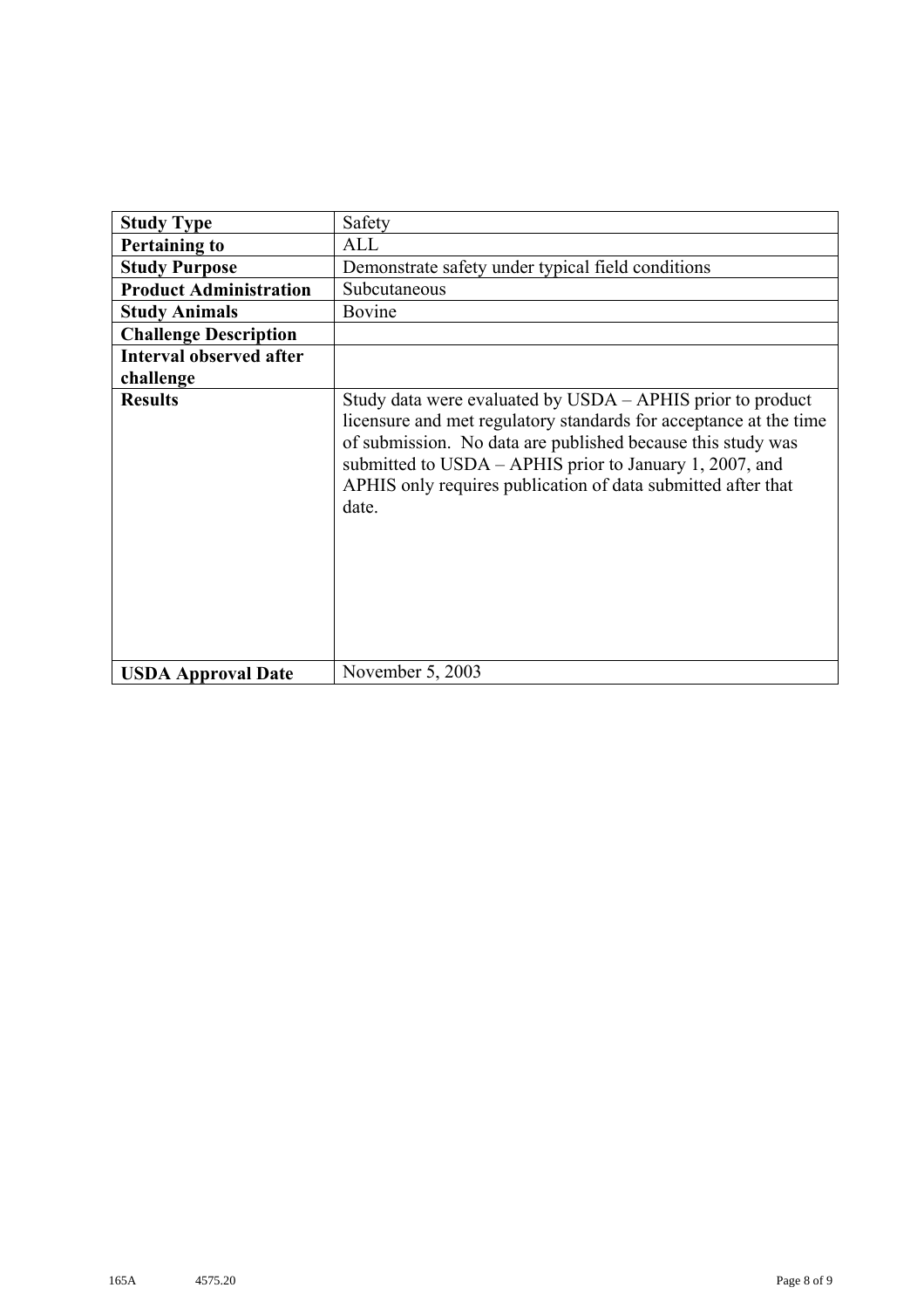| **Study Type** | Safety |
|---|---|
| **Pertaining to** | ALL |
| **Study Purpose** | Demonstrate safety under typical field conditions |
| **Product Administration** | Subcutaneous |
| **Study Animals** | Bovine |
| **Challenge Description** | |
| **Interval observed after challenge** | |
| **Results** | Study data were evaluated by USDA – APHIS prior to product licensure and met regulatory standards for acceptance at the time of submission. No data are published because this study was submitted to USDA – APHIS prior to January 1, 2007, and APHIS only requires publication of data submitted after that date. |
| **USDA Approval Date** | November 5, 2003 |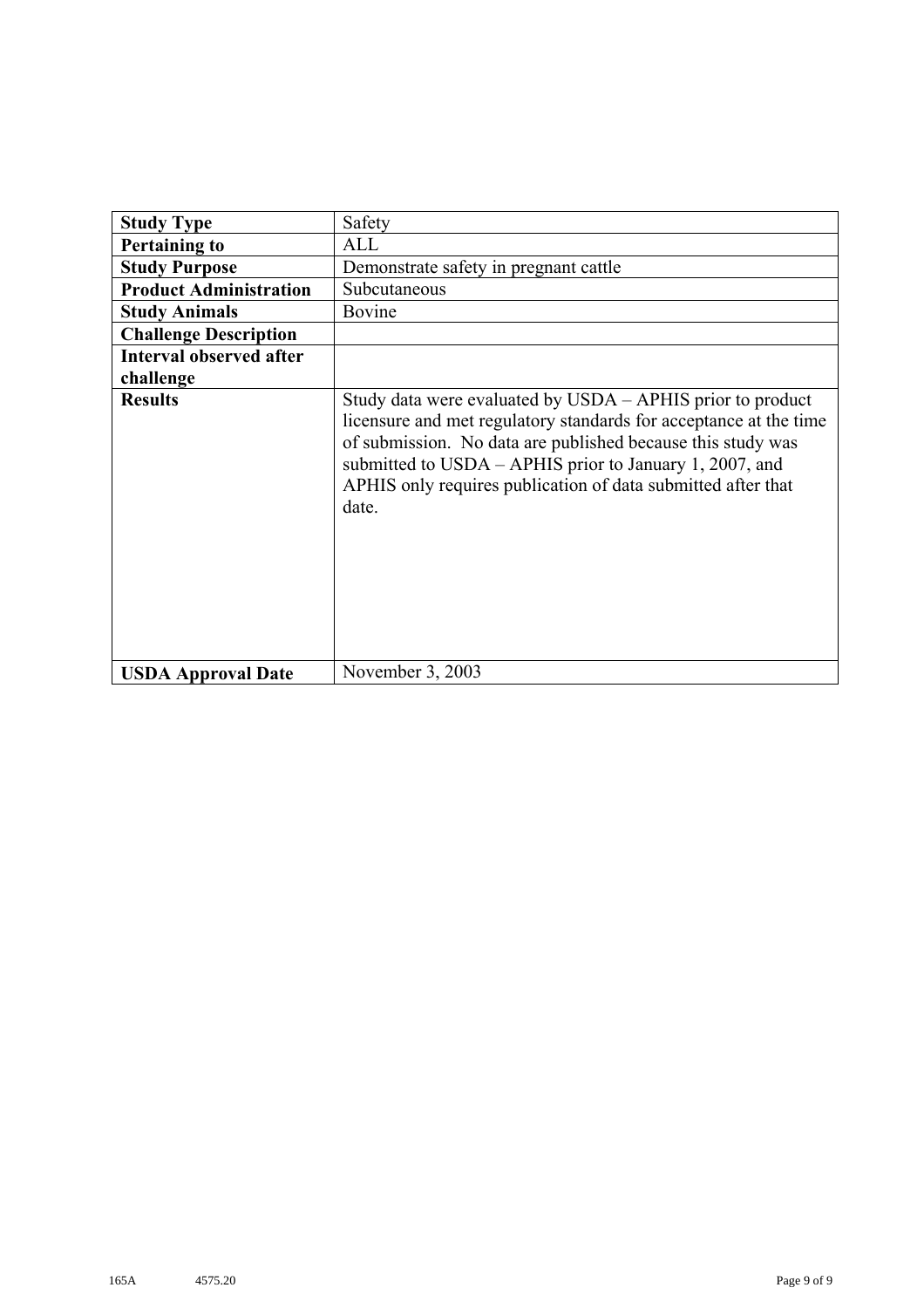| | |
|---|---|
| **Study Type** | Safety |
| **Pertaining to** | ALL |
| **Study Purpose** | Demonstrate safety in pregnant cattle |
| **Product Administration** | Subcutaneous |
| **Study Animals** | Bovine |
| **Challenge Description** | |
| **Interval observed after challenge** | |
| **Results** | Study data were evaluated by USDA – APHIS prior to product licensure and met regulatory standards for acceptance at the time of submission. No data are published because this study was submitted to USDA – APHIS prior to January 1, 2007, and APHIS only requires publication of data submitted after that date. |
| **USDA Approval Date** | November 3, 2003 |

165A 4575.20